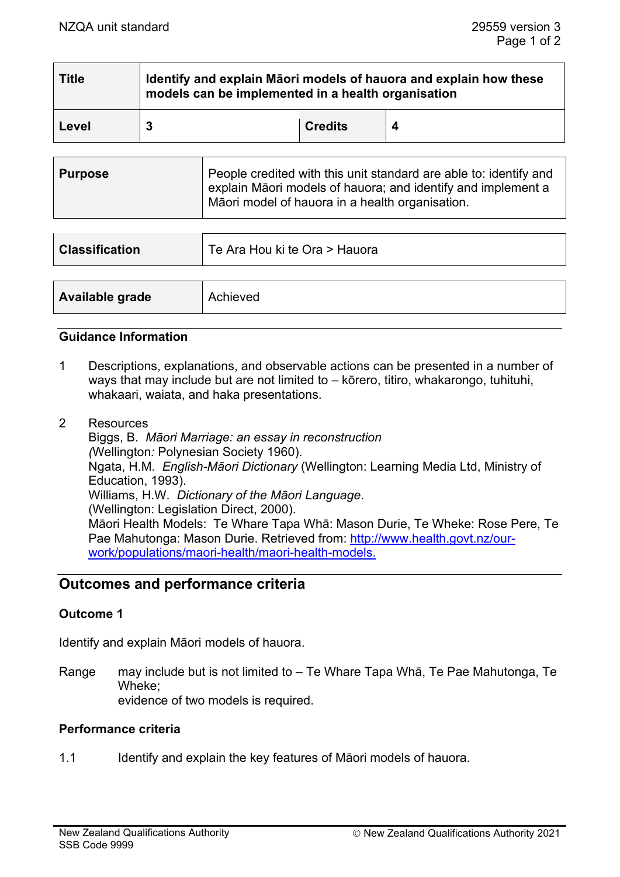| Title | Identify and explain Māori models of hauora and explain how these models can be implemented in a health organisation | | |
|---|---|---|---|
| Level | 3 | Credits | 4 |

| Purpose | People credited with this unit standard are able to: identify and explain Māori models of hauora; and identify and implement a Māori model of hauora in a health organisation. |
|---|---|

| Classification | Te Ara Hou ki te Ora > Hauora |
|---|---|

| Available grade | Achieved |
|---|---|

### Guidance Information

1. Descriptions, explanations, and observable actions can be presented in a number of ways that may include but are not limited to – kōrero, titiro, whakarongo, tuhituhi, whakaari, waiata, and haka presentations.

2. Resources
   Biggs, B. *Māori Marriage: an essay in reconstruction* (Wellington: Polynesian Society 1960).
   Ngata, H.M. *English-Māori Dictionary* (Wellington: Learning Media Ltd, Ministry of Education, 1993).
   Williams, H.W. *Dictionary of the Māori Language*. (Wellington: Legislation Direct, 2000).
   Māori Health Models: Te Whare Tapa Whā: Mason Durie, Te Wheke: Rose Pere, Te Pae Mahutonga: Mason Durie. Retrieved from: http://www.health.govt.nz/our-work/populations/maori-health/maori-health-models.

## Outcomes and performance criteria

### Outcome 1

Identify and explain Māori models of hauora.

Range may include but is not limited to – Te Whare Tapa Whā, Te Pae Mahutonga, Te Wheke;
evidence of two models is required.

### Performance criteria

1.1 Identify and explain the key features of Māori models of hauora.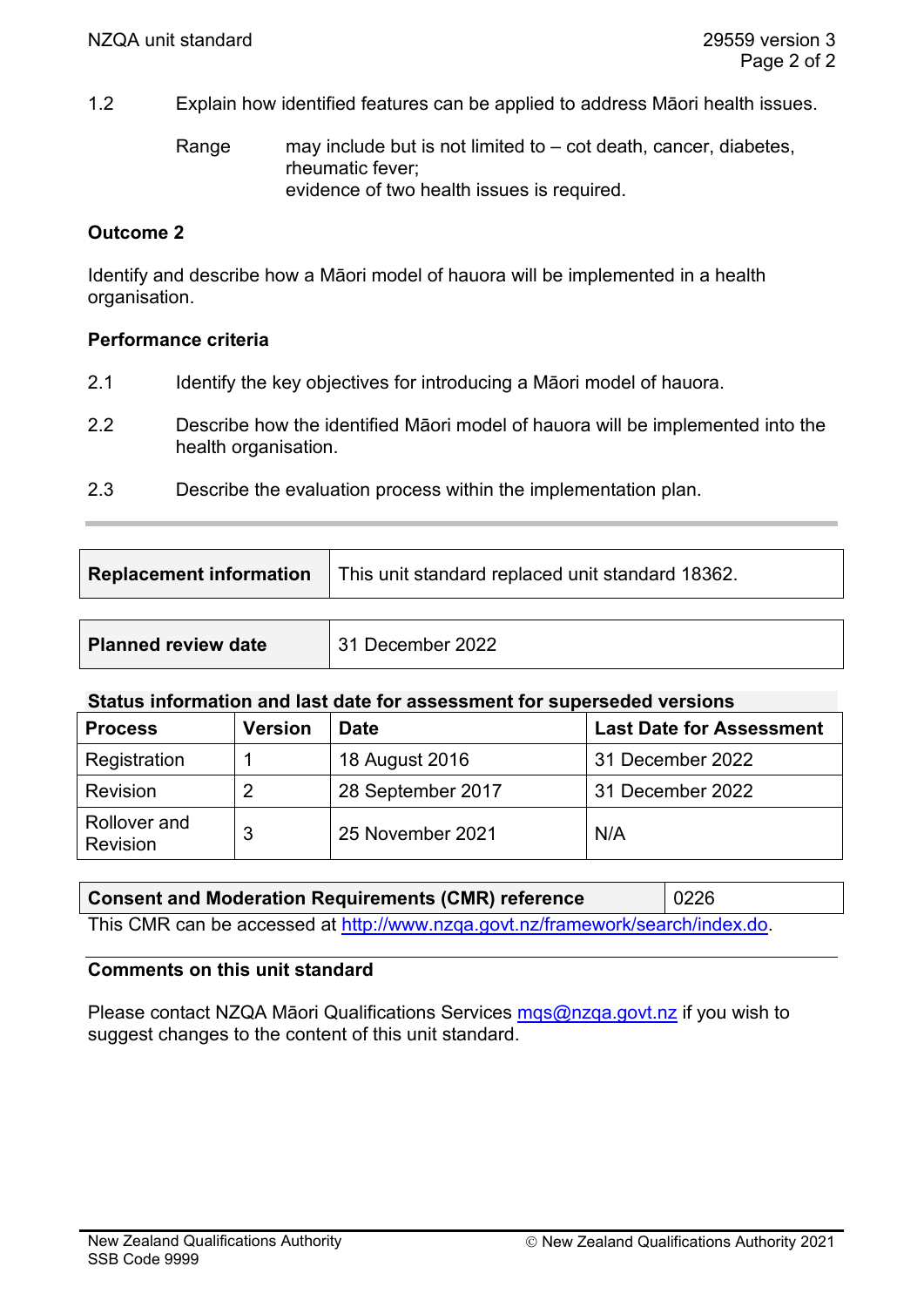1.2 Explain how identified features can be applied to address Māori health issues.

Range may include but is not limited to – cot death, cancer, diabetes, rheumatic fever;
evidence of two health issues is required.

**Outcome 2**

Identify and describe how a Māori model of hauora will be implemented in a health organisation.

**Performance criteria**

2.1 Identify the key objectives for introducing a Māori model of hauora.

2.2 Describe how the identified Māori model of hauora will be implemented into the health organisation.

2.3 Describe the evaluation process within the implementation plan.

---

| | |
|---|---|
| **Replacement information** | This unit standard replaced unit standard 18362. |

| | |
|---|---|
| **Planned review date** | 31 December 2022 |

**Status information and last date for assessment for superseded versions**

| Process | Version | Date | Last Date for Assessment |
|---|---|---|---|
| Registration | 1 | 18 August 2016 | 31 December 2022 |
| Revision | 2 | 28 September 2017 | 31 December 2022 |
| Rollover and Revision | 3 | 25 November 2021 | N/A |

| | |
|---|---|
| **Consent and Moderation Requirements (CMR) reference** | 0226 |

This CMR can be accessed at http://www.nzqa.govt.nz/framework/search/index.do.

**Comments on this unit standard**

Please contact NZQA Māori Qualifications Services mqs@nzqa.govt.nz if you wish to suggest changes to the content of this unit standard.